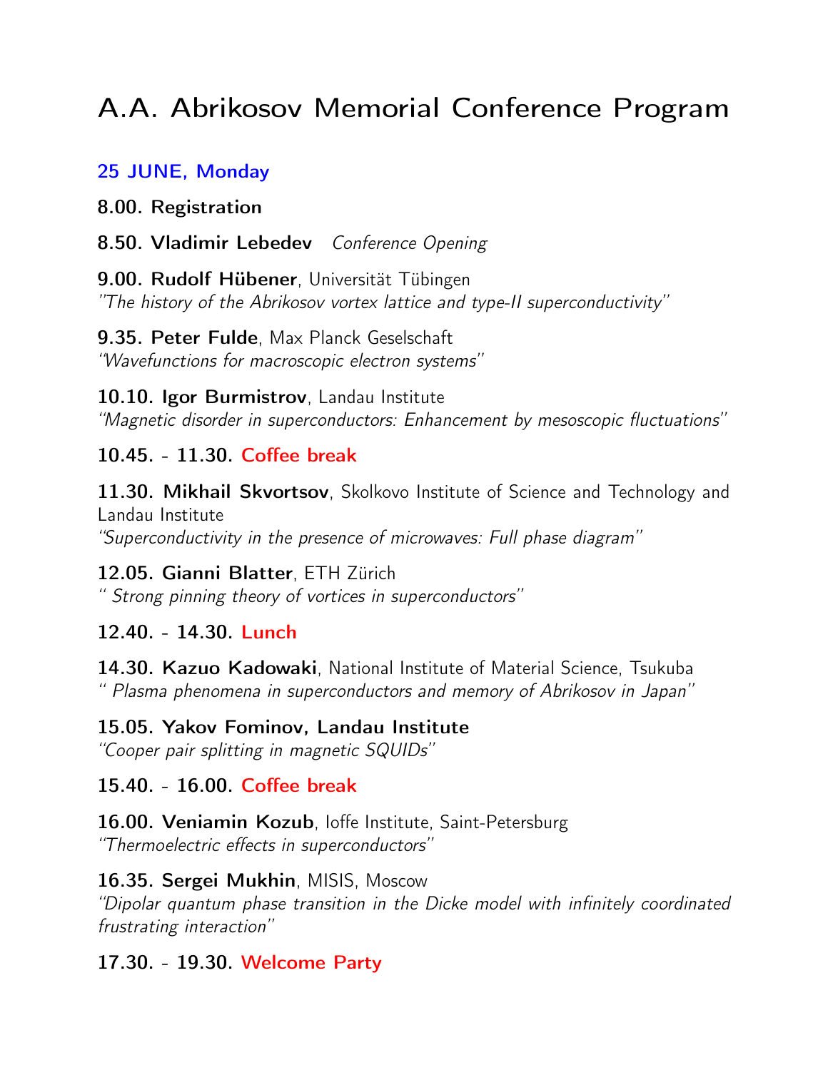# A.A. Abrikosov Memorial Conference Program

## 25 JUNE, Monday

**8.00. Registration**

**8.50. Vladimir Lebedev** *Conference Opening*

**9.00. Rudolf Hübener**, Universität Tübingen
*"The history of the Abrikosov vortex lattice and type-II superconductivity"*

**9.35. Peter Fulde**, Max Planck Geselschaft
*"Wavefunctions for macroscopic electron systems"*

**10.10. Igor Burmistrov**, Landau Institute
*"Magnetic disorder in superconductors: Enhancement by mesoscopic fluctuations"*

**10.45. - 11.30. Coffee break**

**11.30. Mikhail Skvortsov**, Skolkovo Institute of Science and Technology and Landau Institute
*"Superconductivity in the presence of microwaves: Full phase diagram"*

**12.05. Gianni Blatter**, ETH Zürich
*" Strong pinning theory of vortices in superconductors"*

**12.40. - 14.30. Lunch**

**14.30. Kazuo Kadowaki**, National Institute of Material Science, Tsukuba
*" Plasma phenomena in superconductors and memory of Abrikosov in Japan"*

**15.05. Yakov Fominov, Landau Institute**
*"Cooper pair splitting in magnetic SQUIDs"*

**15.40. - 16.00. Coffee break**

**16.00. Veniamin Kozub**, Ioffe Institute, Saint-Petersburg
*"Thermoelectric effects in superconductors"*

**16.35. Sergei Mukhin**, MISIS, Moscow
*"Dipolar quantum phase transition in the Dicke model with infinitely coordinated frustrating interaction"*

**17.30. - 19.30. Welcome Party**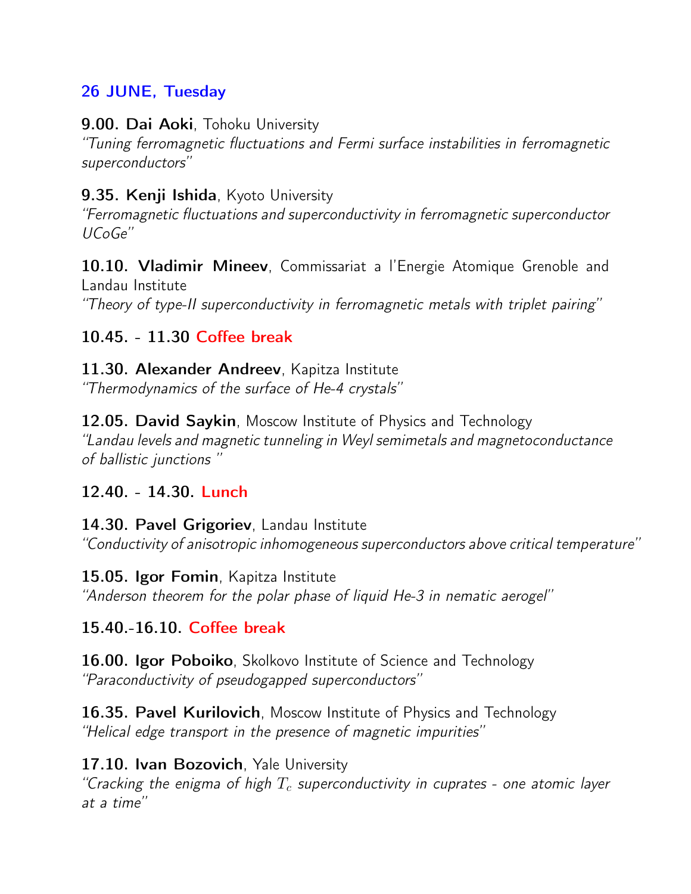## 26 JUNE, Tuesday

**9.00. Dai Aoki**, Tohoku University
*"Tuning ferromagnetic fluctuations and Fermi surface instabilities in ferromagnetic superconductors"*

**9.35. Kenji Ishida**, Kyoto University
*"Ferromagnetic fluctuations and superconductivity in ferromagnetic superconductor UCoGe"*

**10.10. Vladimir Mineev**, Commissariat a l'Energie Atomique Grenoble and Landau Institute
*"Theory of type-II superconductivity in ferromagnetic metals with triplet pairing"*

**10.45. - 11.30 Coffee break**

**11.30. Alexander Andreev**, Kapitza Institute
*"Thermodynamics of the surface of He-4 crystals"*

**12.05. David Saykin**, Moscow Institute of Physics and Technology
*"Landau levels and magnetic tunneling in Weyl semimetals and magnetoconductance of ballistic junctions "*

**12.40. - 14.30. Lunch**

**14.30. Pavel Grigoriev**, Landau Institute
*"Conductivity of anisotropic inhomogeneous superconductors above critical temperature"*

**15.05. Igor Fomin**, Kapitza Institute
*"Anderson theorem for the polar phase of liquid He-3 in nematic aerogel"*

**15.40.-16.10. Coffee break**

**16.00. Igor Poboiko**, Skolkovo Institute of Science and Technology
*"Paraconductivity of pseudogapped superconductors"*

**16.35. Pavel Kurilovich**, Moscow Institute of Physics and Technology
*"Helical edge transport in the presence of magnetic impurities"*

**17.10. Ivan Bozovich**, Yale University
*"Cracking the enigma of high $T_c$ superconductivity in cuprates - one atomic layer at a time"*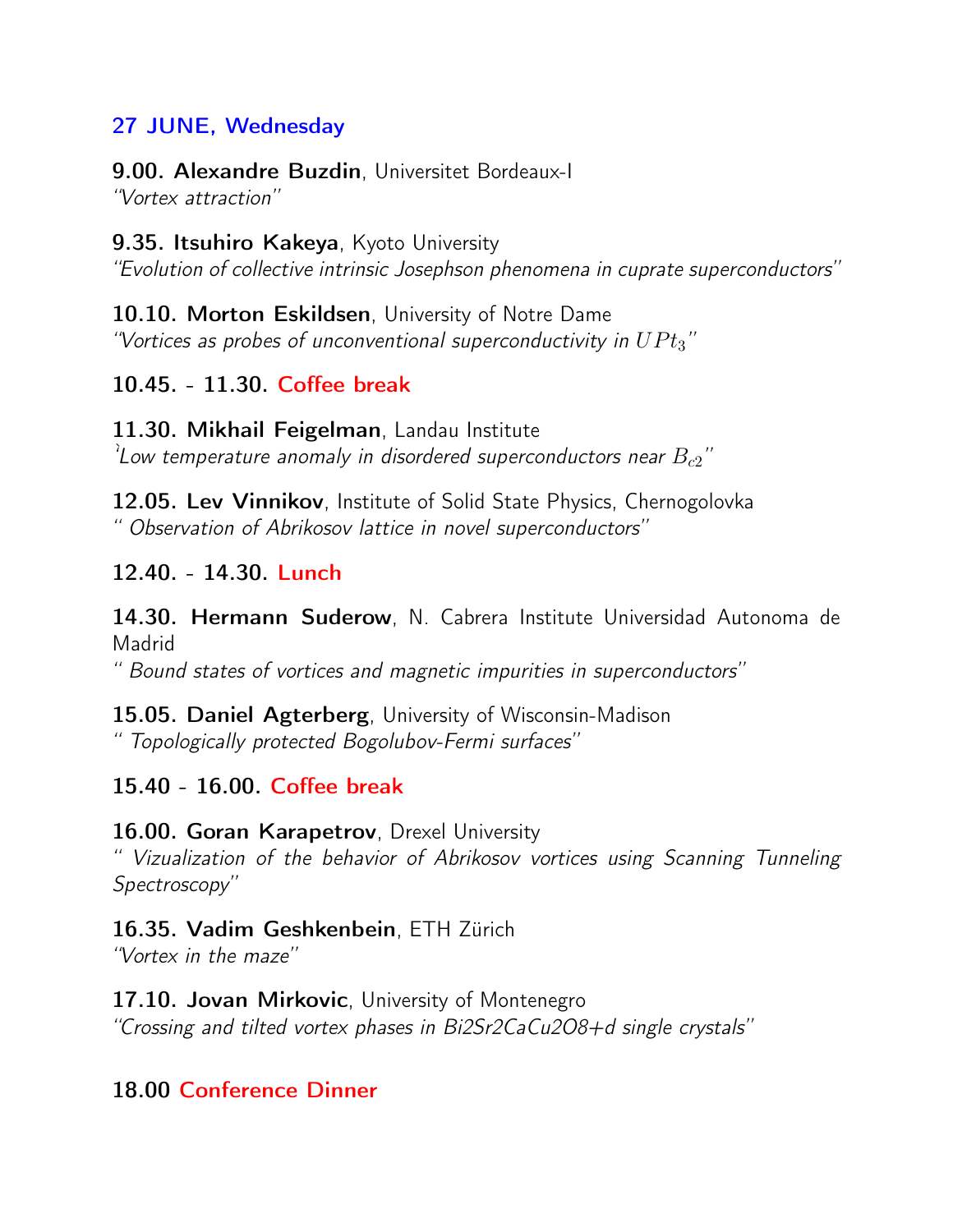## 27 JUNE, Wednesday

**9.00. Alexandre Buzdin**, Universitet Bordeaux-I
*"Vortex attraction"*

**9.35. Itsuhiro Kakeya**, Kyoto University
*"Evolution of collective intrinsic Josephson phenomena in cuprate superconductors"*

**10.10. Morton Eskildsen**, University of Notre Dame
*"Vortices as probes of unconventional superconductivity in $UPt_3$"*

**10.45. - 11.30. Coffee break**

**11.30. Mikhail Feigelman**, Landau Institute
*"Low temperature anomaly in disordered superconductors near $B_{c2}$"*

**12.05. Lev Vinnikov**, Institute of Solid State Physics, Chernogolovka
*" Observation of Abrikosov lattice in novel superconductors"*

**12.40. - 14.30. Lunch**

**14.30. Hermann Suderow**, N. Cabrera Institute Universidad Autonoma de Madrid
*" Bound states of vortices and magnetic impurities in superconductors"*

**15.05. Daniel Agterberg**, University of Wisconsin-Madison
*" Topologically protected Bogolubov-Fermi surfaces"*

**15.40 - 16.00. Coffee break**

**16.00. Goran Karapetrov**, Drexel University
*" Vizualization of the behavior of Abrikosov vortices using Scanning Tunneling Spectroscopy"*

**16.35. Vadim Geshkenbein**, ETH Zürich
*"Vortex in the maze"*

**17.10. Jovan Mirkovic**, University of Montenegro
*"Crossing and tilted vortex phases in Bi2Sr2CaCu2O8+d single crystals"*

**18.00 Conference Dinner**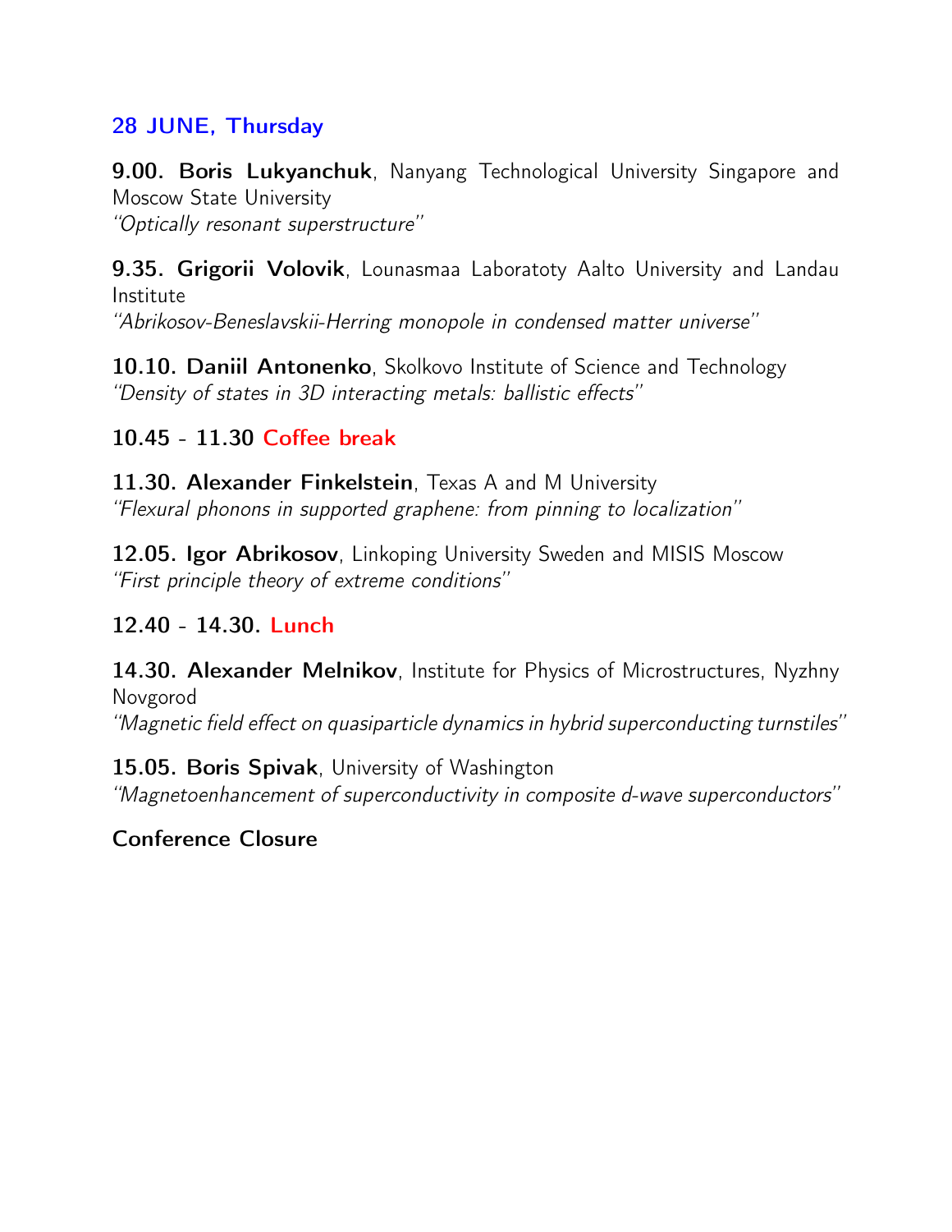## 28 JUNE, Thursday

**9.00. Boris Lukyanchuk**, Nanyang Technological University Singapore and Moscow State University
*"Optically resonant superstructure"*

**9.35. Grigorii Volovik**, Lounasmaa Laboratoty Aalto University and Landau Institute
*"Abrikosov-Beneslavskii-Herring monopole in condensed matter universe"*

**10.10. Daniil Antonenko**, Skolkovo Institute of Science and Technology
*"Density of states in 3D interacting metals: ballistic effects"*

**10.45 - 11.30 Coffee break**

**11.30. Alexander Finkelstein**, Texas A and M University
*"Flexural phonons in supported graphene: from pinning to localization"*

**12.05. Igor Abrikosov**, Linkoping University Sweden and MISIS Moscow
*"First principle theory of extreme conditions"*

**12.40 - 14.30. Lunch**

**14.30. Alexander Melnikov**, Institute for Physics of Microstructures, Nyzhny Novgorod
*"Magnetic field effect on quasiparticle dynamics in hybrid superconducting turnstiles"*

**15.05. Boris Spivak**, University of Washington
*"Magnetoenhancement of superconductivity in composite d-wave superconductors"*

**Conference Closure**